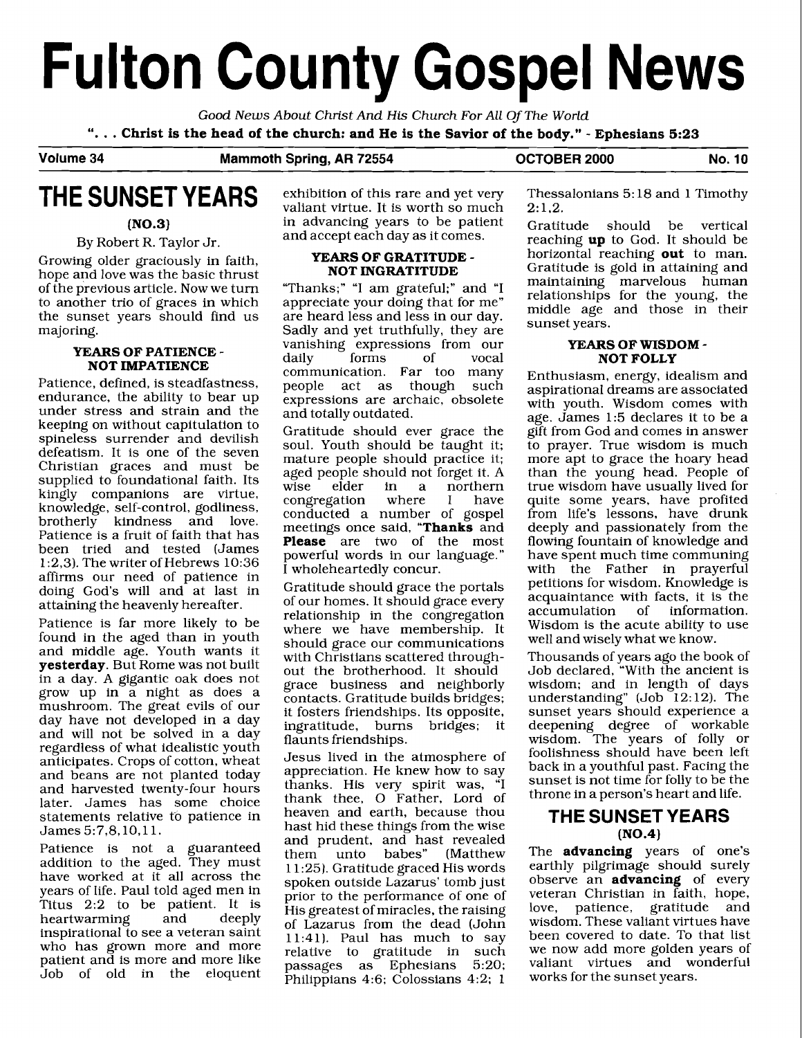# Fulton County Gospel News

*Good News About Christ And His Church For All Of The World*

**". . . Christ is the head of the church: and He is the Savior of the body." - Ephesians 5:23**

**Volume 34 — Mammoth Spring, AR 72554 — OCTOBER 2000 — No. 10**

## THE SUNSET YEARS

**(NO.3)**

By Robert R. Taylor Jr.

Growing older graciously in faith, hope and love was the basic thrust of the previous article. Now we turn to another trio of graces in which the sunset years should find us majoring.

### YEARS OF PATIENCE - NOT IMPATIENCE

Patience, defined, is steadfastness, endurance, the ability to bear up under stress and strain and the keeping on without capitulation to spineless surrender and devilish defeatism. It is one of the seven Christian graces and must be supplied to foundational faith. Its kingly companions are virtue, knowledge, self-control, godliness, brotherly kindness and love. Patience is a fruit of faith that has been tried and tested (James 1:2,3). The writer of Hebrews 10:36 affirms our need of patience in doing God's will and at last in attaining the heavenly hereafter.

Patience is far more likely to be found in the aged than in youth and middle age. Youth wants it **yesterday**. But Rome was not built in a day. A gigantic oak does not grow up in a night as does a mushroom. The great evils of our day have not developed in a day and will not be solved in a day regardless of what idealistic youth anticipates. Crops of cotton, wheat and beans are not planted today and harvested twenty-four hours later. James has some choice statements relative to patience in James 5:7,8,10,11.

Patience is not a guaranteed addition to the aged. They must have worked at it all across the years of life. Paul told aged men in Titus 2:2 to be patient. It is heartwarming and deeply inspirational to see a veteran saint who has grown more and more patient and is more and more like Job of old in the eloquent exhibition of this rare and yet very valiant virtue. It is worth so much in advancing years to be patient and accept each day as it comes.

### YEARS OF GRATITUDE - NOT INGRATITUDE

"Thanks;" "I am grateful;" and "I appreciate your doing that for me" are heard less and less in our day. Sadly and yet truthfully, they are vanishing expressions from our daily forms of vocal communication. Far too many people act as though such expressions are archaic, obsolete and totally outdated.

Gratitude should ever grace the soul. Youth should be taught it; mature people should practice it; aged people should not forget it. A wise elder in a northern congregation where I have conducted a number of gospel meetings once said, "**Thanks** and **Please** are two of the most powerful words in our language." I wholeheartedly concur.

Gratitude should grace the portals of our homes. It should grace every relationship in the congregation where we have membership. It should grace our communications with Christians scattered throughout the brotherhood. It should grace business and neighborly contacts. Gratitude builds bridges; it fosters friendships. Its opposite, ingratitude, burns bridges; it flaunts friendships.

Jesus lived in the atmosphere of appreciation. He knew how to say thanks. His very spirit was, "I thank thee, O Father, Lord of heaven and earth, because thou hast hid these things from the wise and prudent, and hast revealed them unto babes" (Matthew 11:25). Gratitude graced His words spoken outside Lazarus' tomb just prior to the performance of one of His greatest of miracles, the raising of Lazarus from the dead (John 11:41). Paul has much to say relative to gratitude in such passages as Ephesians 5:20; Philippians 4:6; Colossians 4:2; 1 Thessalonians 5:18 and 1 Timothy 2:1,2.

Gratitude should be vertical reaching **up** to God. It should be horizontal reaching **out** to man. Gratitude is gold in attaining and maintaining marvelous human relationships for the young, the middle age and those in their sunset years.

### YEARS OF WISDOM - NOT FOLLY

Enthusiasm, energy, idealism and aspirational dreams are associated with youth. Wisdom comes with age. James 1:5 declares it to be a gift from God and comes in answer to prayer. True wisdom is much more apt to grace the hoary head than the young head. People of true wisdom have usually lived for quite some years, have profited from life's lessons, have drunk deeply and passionately from the flowing fountain of knowledge and have spent much time communing with the Father in prayerful petitions for wisdom. Knowledge is acquaintance with facts, it is the accumulation of information. Wisdom is the acute ability to use well and wisely what we know.

Thousands of years ago the book of Job declared, "With the ancient is wisdom; and in length of days understanding" (Job 12:12). The sunset years should experience a deepening degree of workable wisdom. The years of folly or foolishness should have been left back in a youthful past. Facing the sunset is not time for folly to be the throne in a person's heart and life.

## THE SUNSET YEARS

**(NO.4)**

The **advancing** years of one's earthly pilgrimage should surely observe an **advancing** of every veteran Christian in faith, hope, love, patience, gratitude and wisdom. These valiant virtues have been covered to date. To that list we now add more golden years of valiant virtues and wonderful works for the sunset years.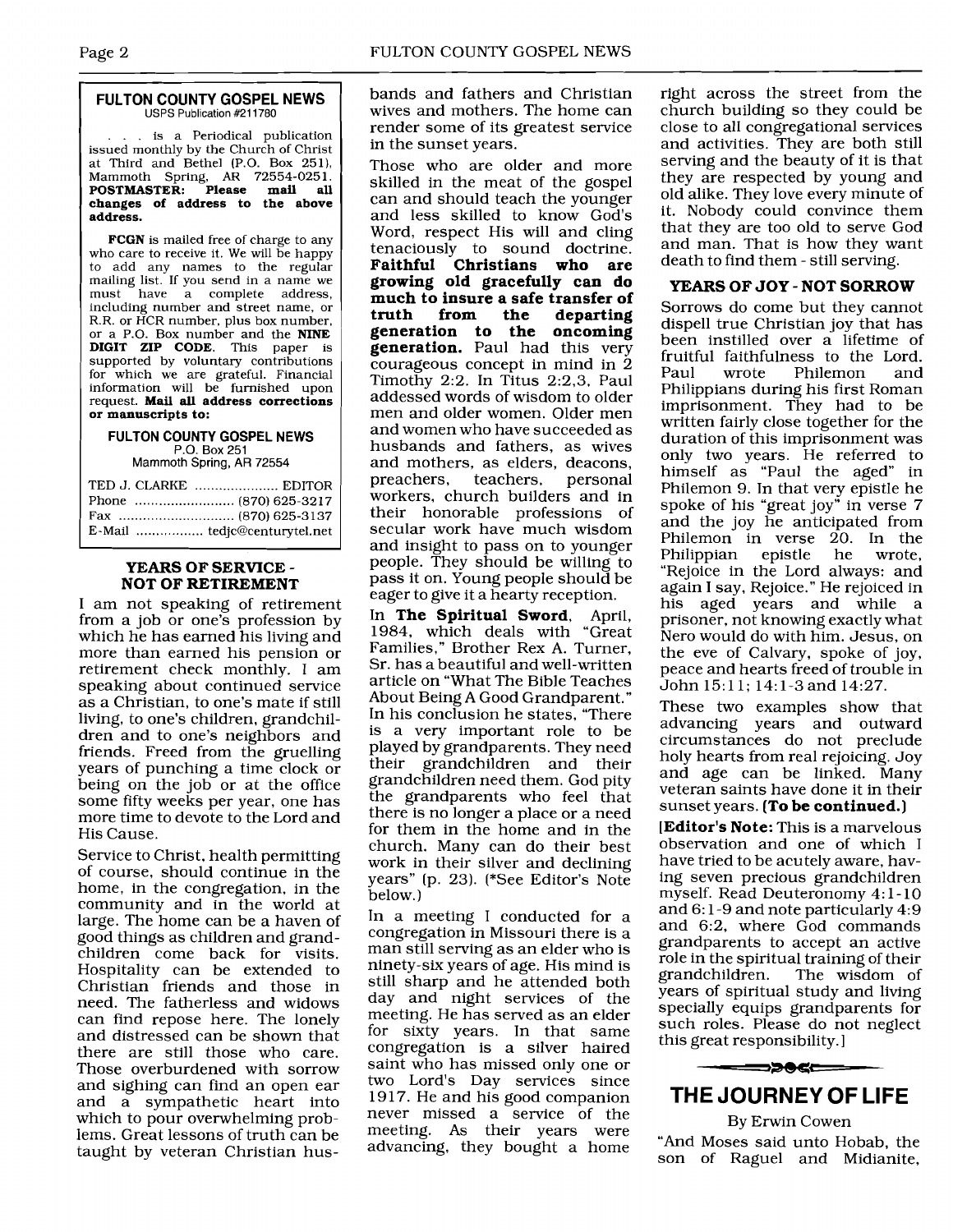**FULTON COUNTY GOSPEL NEWS**
USPS Publication #211780

. . . is a Periodical publication issued monthly by the Church of Christ at Third and Bethel (P.O. Box 251), Mammoth Spring, AR 72554-0251. **POSTMASTER: Please mail all changes of address to the above address.**

**FCGN** is mailed free of charge to any who care to receive it. We will be happy to add any names to the regular mailing list. If you send in a name we must have a complete address, including number and street name, or R.R. or HCR number, plus box number, or a P.O. Box number and the **NINE DIGIT ZIP CODE**. This paper is supported by voluntary contributions for which we are grateful. Financial information will be furnished upon request. **Mail all address corrections or manuscripts to:**

**FULTON COUNTY GOSPEL NEWS**
P.O. Box 251
Mammoth Spring, AR 72554

TED J. CLARKE ..................... EDITOR
Phone ......................... (870) 625-3217
Fax ............................. (870) 625-3137
E-Mail ................ tedjc@centurytel.net

### YEARS OF SERVICE - NOT OF RETIREMENT

I am not speaking of retirement from a job or one's profession by which he has earned his living and more than earned his pension or retirement check monthly. I am speaking about continued service as a Christian, to one's mate if still living, to one's children, grandchildren and to one's neighbors and friends. Freed from the gruelling years of punching a time clock or being on the job or at the office some fifty weeks per year, one has more time to devote to the Lord and His Cause.

Service to Christ, health permitting of course, should continue in the home, in the congregation, in the community and in the world at large. The home can be a haven of good things as children and grandchildren come back for visits. Hospitality can be extended to Christian friends and those in need. The fatherless and widows can find repose here. The lonely and distressed can be shown that there are still those who care. Those overburdened with sorrow and sighing can find an open ear and a sympathetic heart into which to pour overwhelming problems. Great lessons of truth can be taught by veteran Christian husbands and fathers and Christian wives and mothers. The home can render some of its greatest service in the sunset years.

Those who are older and more skilled in the meat of the gospel can and should teach the younger and less skilled to know God's Word, respect His will and cling tenaciously to sound doctrine. **Faithful Christians who are growing old gracefully can do much to insure a safe transfer of truth from the departing generation to the oncoming generation.** Paul had this very courageous concept in mind in 2 Timothy 2:2. In Titus 2:2,3, Paul addessed words of wisdom to older men and older women. Older men and women who have succeeded as husbands and fathers, as wives and mothers, as elders, deacons, preachers, teachers, personal workers, church builders and in their honorable professions of secular work have much wisdom and insight to pass on to younger people. They should be willing to pass it on. Young people should be eager to give it a hearty reception.

In **The Spiritual Sword**, April, 1984, which deals with "Great Families," Brother Rex A. Turner, Sr. has a beautiful and well-written article on "What The Bible Teaches About Being A Good Grandparent." In his conclusion he states, "There is a very important role to be played by grandparents. They need their grandchildren and their grandchildren need them. God pity the grandparents who feel that there is no longer a place or a need for them in the home and in the church. Many can do their best work in their silver and declining years" (p. 23). (*See Editor's Note below.)

In a meeting I conducted for a congregation in Missouri there is a man still serving as an elder who is ninety-six years of age. His mind is still sharp and he attended both day and night services of the meeting. He has served as an elder for sixty years. In that same congregation is a silver haired saint who has missed only one or two Lord's Day services since 1917. He and his good companion never missed a service of the meeting. As their years were advancing, they bought a home right across the street from the church building so they could be close to all congregational services and activities. They are both still serving and the beauty of it is that they are respected by young and old alike. They love every minute of it. Nobody could convince them that they are too old to serve God and man. That is how they want death to find them - still serving.

### YEARS OF JOY - NOT SORROW

Sorrows do come but they cannot dispell true Christian joy that has been instilled over a lifetime of fruitful faithfulness to the Lord. Paul wrote Philemon and Philippians during his first Roman imprisonment. They had to be written fairly close together for the duration of this imprisonment was only two years. He referred to himself as "Paul the aged" in Philemon 9. In that very epistle he spoke of his "great joy" in verse 7 and the joy he anticipated from Philemon in verse 20. In the Philippian epistle he wrote, "Rejoice in the Lord always: and again I say, Rejoice." He rejoiced in his aged years and while a prisoner, not knowing exactly what Nero would do with him. Jesus, on the eve of Calvary, spoke of joy, peace and hearts freed of trouble in John 15:11; 14:1-3 and 14:27.

These two examples show that advancing years and outward circumstances do not preclude holy hearts from real rejoicing. Joy and age can be linked. Many veteran saints have done it in their sunset years. **(To be continued.)**

[**Editor's Note:** This is a marvelous observation and one of which I have tried to be acutely aware, having seven precious grandchildren myself. Read Deuteronomy 4:1-10 and 6:1-9 and note particularly 4:9 and 6:2, where God commands grandparents to accept an active role in the spiritual training of their grandchildren. The wisdom of years of spiritual study and living specially equips grandparents for such roles. Please do not neglect this great responsibility.]

## THE JOURNEY OF LIFE

By Erwin Cowen

"And Moses said unto Hobab, the son of Raguel and Midianite,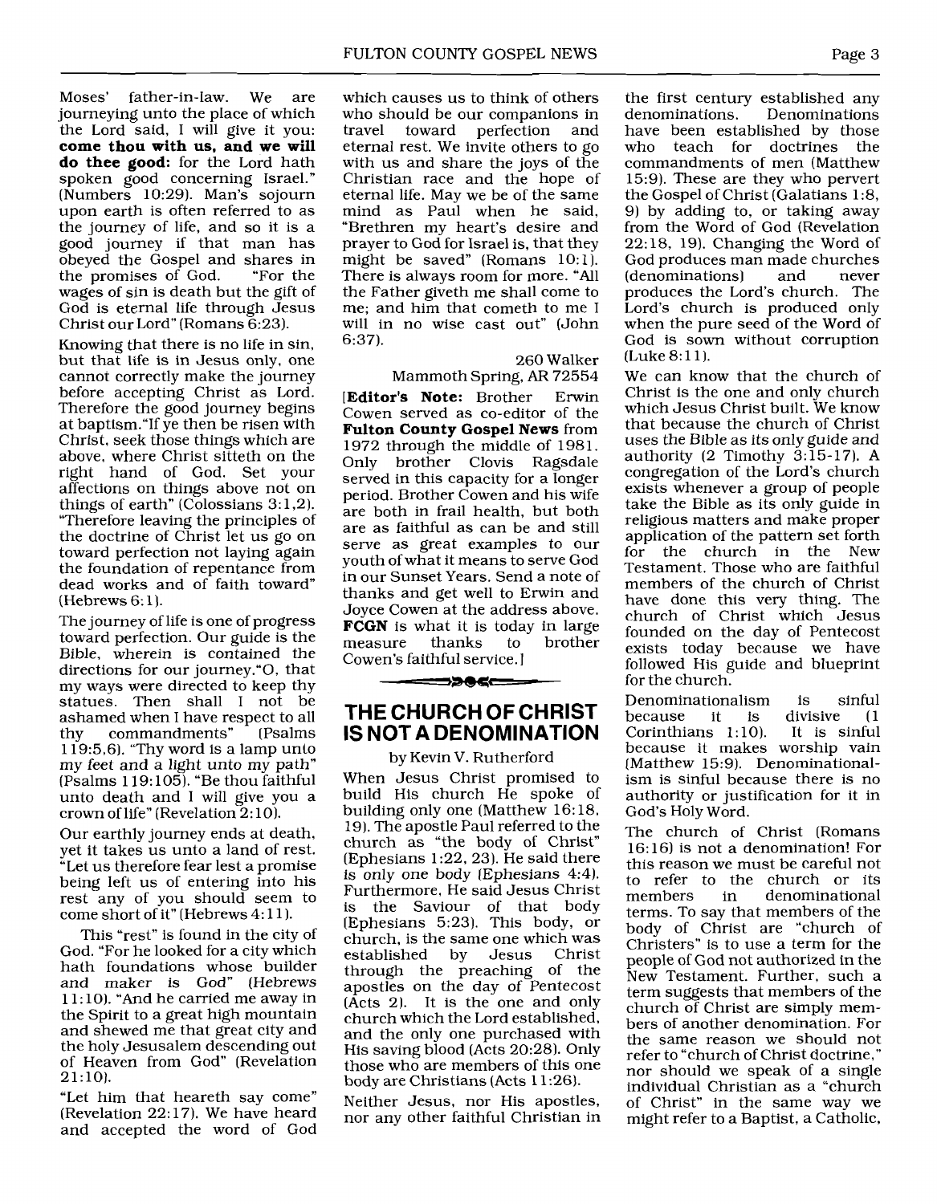Moses' father-in-law. We are journeying unto the place of which the Lord said, I will give it you: **come thou with us, and we will do thee good:** for the Lord hath spoken good concerning Israel." (Numbers 10:29). Man's sojourn upon earth is often referred to as the journey of life, and so it is a good journey if that man has obeyed the Gospel and shares in the promises of God. "For the wages of sin is death but the gift of God is eternal life through Jesus Christ our Lord" (Romans 6:23).

Knowing that there is no life in sin, but that life is in Jesus only, one cannot correctly make the journey before accepting Christ as Lord. Therefore the good journey begins at baptism."If ye then be risen with Christ, seek those things which are above, where Christ sitteth on the right hand of God. Set your affections on things above not on things of earth" (Colossians 3:1,2). "Therefore leaving the principles of the doctrine of Christ let us go on toward perfection not laying again the foundation of repentance from dead works and of faith toward" (Hebrews 6:1).

The journey of life is one of progress toward perfection. Our guide is the Bible, wherein is contained the directions for our journey."O, that my ways were directed to keep thy statues. Then shall I not be ashamed when I have respect to all thy commandments" (Psalms 119:5,6). "Thy word is a lamp unto my feet and a light unto my path" (Psalms 119:105). "Be thou faithful unto death and I will give you a crown of life" (Revelation 2:10).

Our earthly journey ends at death, yet it takes us unto a land of rest. "Let us therefore fear lest a promise being left us of entering into his rest any of you should seem to come short of it" (Hebrews 4:11).

This "rest" is found in the city of God. "For he looked for a city which hath foundations whose builder and maker is God" (Hebrews 11:10). "And he carried me away in the Spirit to a great high mountain and shewed me that great city and the holy Jesusalem descending out of Heaven from God" (Revelation 21:10).

"Let him that heareth say come" (Revelation 22:17). We have heard and accepted the word of God which causes us to think of others who should be our companions in travel toward perfection and eternal rest. We invite others to go with us and share the joys of the Christian race and the hope of eternal life. May we be of the same mind as Paul when he said, "Brethren my heart's desire and prayer to God for Israel is, that they might be saved" (Romans 10:1). There is always room for more. "All the Father giveth me shall come to me; and him that cometh to me I will in no wise cast out" (John 6:37).

260 Walker
Mammoth Spring, AR 72554

[**Editor's Note:** Brother Erwin Cowen served as co-editor of the **Fulton County Gospel News** from 1972 through the middle of 1981. Only brother Clovis Ragsdale served in this capacity for a longer period. Brother Cowen and his wife are both in frail health, but both are as faithful as can be and still serve as great examples to our youth of what it means to serve God in our Sunset Years. Send a note of thanks and get well to Erwin and Joyce Cowen at the address above. **FCGN** is what it is today in large measure thanks to brother Cowen's faithful service.]

## THE CHURCH OF CHRIST IS NOT A DENOMINATION

by Kevin V. Rutherford

When Jesus Christ promised to build His church He spoke of building only one (Matthew 16:18, 19). The apostle Paul referred to the church as "the body of Christ" (Ephesians 1:22, 23). He said there is only one body (Ephesians 4:4). Furthermore, He said Jesus Christ is the Saviour of that body (Ephesians 5:23). This body, or church, is the same one which was established by Jesus Christ through the preaching of the apostles on the day of Pentecost (Acts 2). It is the one and only church which the Lord established, and the only one purchased with His saving blood (Acts 20:28). Only those who are members of this one body are Christians (Acts 11:26).

Neither Jesus, nor His apostles, nor any other faithful Christian in the first century established any denominations. Denominations have been established by those who teach for doctrines the commandments of men (Matthew 15:9). These are they who pervert the Gospel of Christ (Galatians 1:8, 9) by adding to, or taking away from the Word of God (Revelation 22:18, 19). Changing the Word of God produces man made churches (denominations) and never produces the Lord's church. The Lord's church is produced only when the pure seed of the Word of God is sown without corruption (Luke 8:11).

We can know that the church of Christ is the one and only church which Jesus Christ built. We know that because the church of Christ uses the Bible as its only guide and authority (2 Timothy 3:15-17). A congregation of the Lord's church exists whenever a group of people take the Bible as its only guide in religious matters and make proper application of the pattern set forth for the church in the New Testament. Those who are faithful members of the church of Christ have done this very thing. The church of Christ which Jesus founded on the day of Pentecost exists today because we have followed His guide and blueprint for the church.

Denominationalism is sinful because it is divisive (1 Corinthians 1:10). It is sinful because it makes worship vain (Matthew 15:9). Denominationalism is sinful because there is no authority or justification for it in God's Holy Word.

The church of Christ (Romans 16:16) is not a denomination! For this reason we must be careful not to refer to the church or its members in denominational terms. To say that members of the body of Christ are "church of Christers" is to use a term for the people of God not authorized in the New Testament. Further, such a term suggests that members of the church of Christ are simply members of another denomination. For the same reason we should not refer to "church of Christ doctrine," nor should we speak of a single individual Christian as a "church of Christ" in the same way we might refer to a Baptist, a Catholic,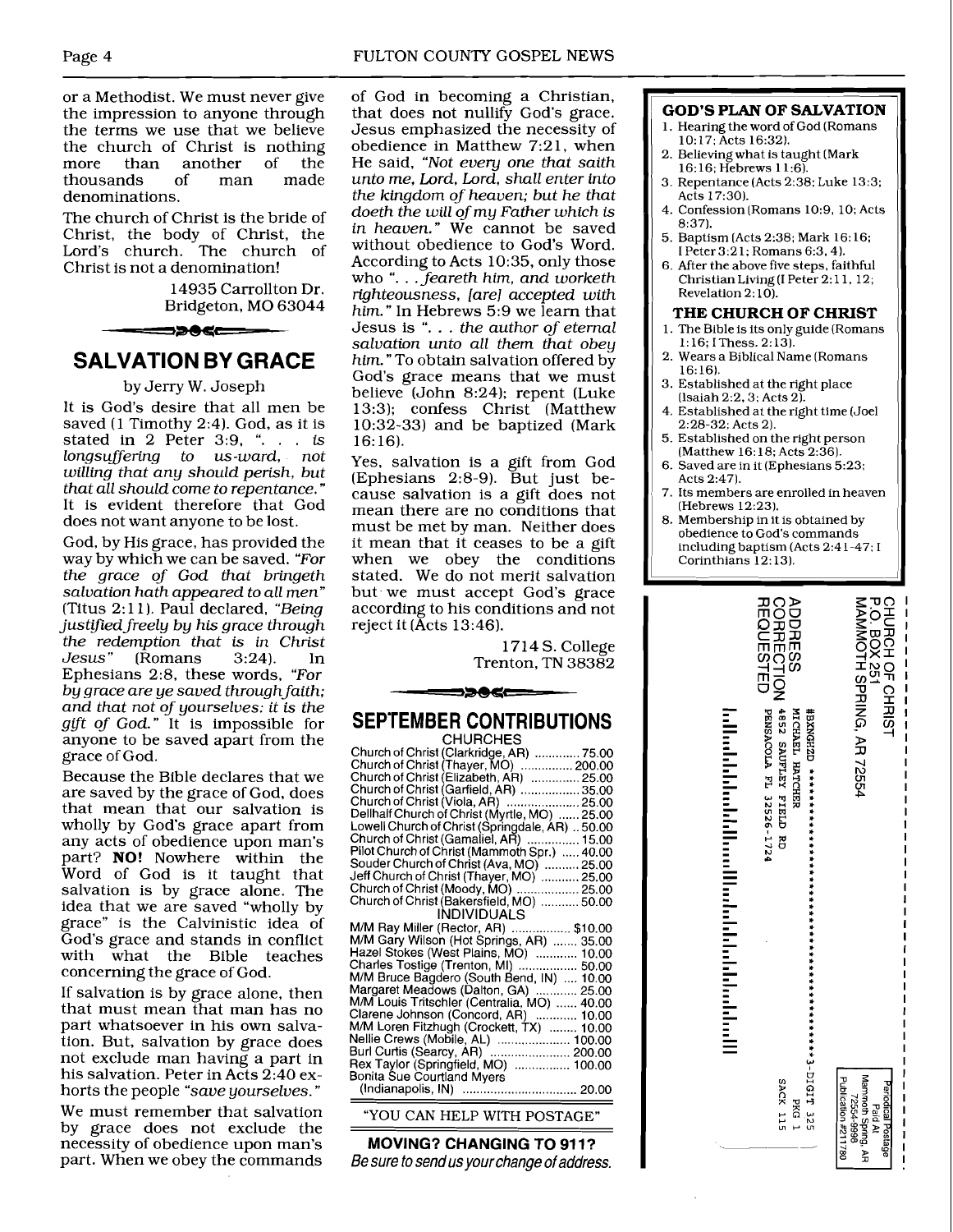or a Methodist. We must never give the impression to anyone through the terms we use that we believe the church of Christ is nothing more than another of the thousands of man made denominations.

The church of Christ is the bride of Christ, the body of Christ, the Lord's church. The church of Christ is not a denomination!

14935 Carrollton Dr.
Bridgeton, MO 63044

## SALVATION BY GRACE

by Jerry W. Joseph

It is God's desire that all men be saved (1 Timothy 2:4). God, as it is stated in 2 Peter 3:9, ". . . *is longsuffering to us-ward, not willing that any should perish, but that all should come to repentance.*" It is evident therefore that God does not want anyone to be lost.

God, by His grace, has provided the way by which we can be saved. *"For the grace of God that bringeth salvation hath appeared to all men"* (Titus 2:11). Paul declared, *"Being justified freely by his grace through the redemption that is in Christ Jesus"* (Romans 3:24). In Ephesians 2:8, these words, *"For by grace are ye saved through faith; and that not of yourselves: it is the gift of God."* It is impossible for anyone to be saved apart from the grace of God.

Because the Bible declares that we are saved by the grace of God, does that mean that our salvation is wholly by God's grace apart from any acts of obedience upon man's part? **NO!** Nowhere within the Word of God is it taught that salvation is by grace alone. The idea that we are saved "wholly by grace" is the Calvinistic idea of God's grace and stands in conflict with what the Bible teaches concerning the grace of God.

If salvation is by grace alone, then that must mean that man has no part whatsoever in his own salvation. But, salvation by grace does not exclude man having a part in his salvation. Peter in Acts 2:40 exhorts the people *"save yourselves."*

We must remember that salvation by grace does not exclude the necessity of obedience upon man's part. When we obey the commands of God in becoming a Christian, that does not nullify God's grace. Jesus emphasized the necessity of obedience in Matthew 7:21, when He said, *"Not every one that saith unto me, Lord, Lord, shall enter into the kingdom of heaven; but he that doeth the will of my Father which is in heaven."* We cannot be saved without obedience to God's Word. According to Acts 10:35, only those who *". . . feareth him, and worketh righteousness, [are] accepted with him."* In Hebrews 5:9 we learn that Jesus is *". . . the author of eternal salvation unto all them that obey him."* To obtain salvation offered by God's grace means that we must believe (John 8:24); repent (Luke 13:3); confess Christ (Matthew 10:32-33) and be baptized (Mark 16:16).

Yes, salvation is a gift from God (Ephesians 2:8-9). But just because salvation is a gift does not mean there are no conditions that must be met by man. Neither does it mean that it ceases to be a gift when we obey the conditions stated. We do not merit salvation but we must accept God's grace according to his conditions and not reject it (Acts 13:46).

1714 S. College
Trenton, TN 38382

## SEPTEMBER CONTRIBUTIONS

### CHURCHES

| | |
|---|---|
| Church of Christ (Clarkridge, AR) | 75.00 |
| Church of Christ (Thayer, MO) | 200.00 |
| Church of Christ (Elizabeth, AR) | 25.00 |
| Church of Christ (Garfield, AR) | 35.00 |
| Church of Christ (Viola, AR) | 25.00 |
| Dellhalf Church of Christ (Myrtle, MO) | 25.00 |
| Lowell Church of Christ (Springdale, AR) | 50.00 |
| Church of Christ (Gamaliel, AR) | 15.00 |
| Pilot Church of Christ (Mammoth Spr.) | 40.00 |
| Souder Church of Christ (Ava, MO) | 25.00 |
| Jeff Church of Christ (Thayer, MO) | 25.00 |
| Church of Christ (Moody, MO) | 25.00 |
| Church of Christ (Bakersfield, MO) | 50.00 |

### INDIVIDUALS

| | |
|---|---|
| M/M Ray Miller (Rector, AR) | $10.00 |
| M/M Gary Wilson (Hot Springs, AR) | 35.00 |
| Hazel Stokes (West Plains, MO) | 10.00 |
| Charles Tostige (Trenton, MI) | 50.00 |
| M/M Bruce Bagdero (South Bend, IN) | 10.00 |
| Margaret Meadows (Dalton, GA) | 25.00 |
| M/M Louis Tritschler (Centralia, MO) | 40.00 |
| Clarene Johnson (Concord, AR) | 10.00 |
| M/M Loren Fitzhugh (Crockett, TX) | 10.00 |
| Nellie Crews (Mobile, AL) | 100.00 |
| Burl Curtis (Searcy, AR) | 200.00 |
| Rex Taylor (Springfield, MO) | 100.00 |
| Bonita Sue Courtland Myers (Indianapolis, IN) | 20.00 |

"YOU CAN HELP WITH POSTAGE"

**MOVING? CHANGING TO 911?**
*Be sure to send us your change of address.*

### GOD'S PLAN OF SALVATION

1. Hearing the word of God (Romans 10:17; Acts 16:32).
2. Believing what is taught (Mark 16:16; Hebrews 11:6).
3. Repentance (Acts 2:38; Luke 13:3; Acts 17:30).
4. Confession (Romans 10:9, 10; Acts 8:37).
5. Baptism (Acts 2:38; Mark 16:16; I Peter 3:21; Romans 6:3, 4).
6. After the above five steps, faithful Christian Living (I Peter 2:11, 12; Revelation 2:10).

### THE CHURCH OF CHRIST

1. The Bible is its only guide (Romans 1:16; I Thess. 2:13).
2. Wears a Biblical Name (Romans 16:16).
3. Established at the right place (Isaiah 2:2, 3; Acts 2).
4. Established at the right time (Joel 2:28-32; Acts 2).
5. Established on the right person (Matthew 16:18; Acts 2:36).
6. Saved are in it (Ephesians 5:23; Acts 2:47).
7. Its members are enrolled in heaven (Hebrews 12:23).
8. Membership in it is obtained by obedience to God's commands including baptism (Acts 2:41-47; I Corinthians 12:13).

CHURCH OF CHRIST
P.O. BOX 251
MAMMOTH SPRING, AR 72554

ADDRESS CORRECTION REQUESTED

Periodical Postage Paid At Mammoth Spring, AR 72554-9998 Publication #211780

#BXNGHZD ****************************3-DIGIT 325
MICHAEL HATCHER PKG 1
4852 SAUFLEY FIELD RD SACK 115
PENSACOLA FL 32526-1724